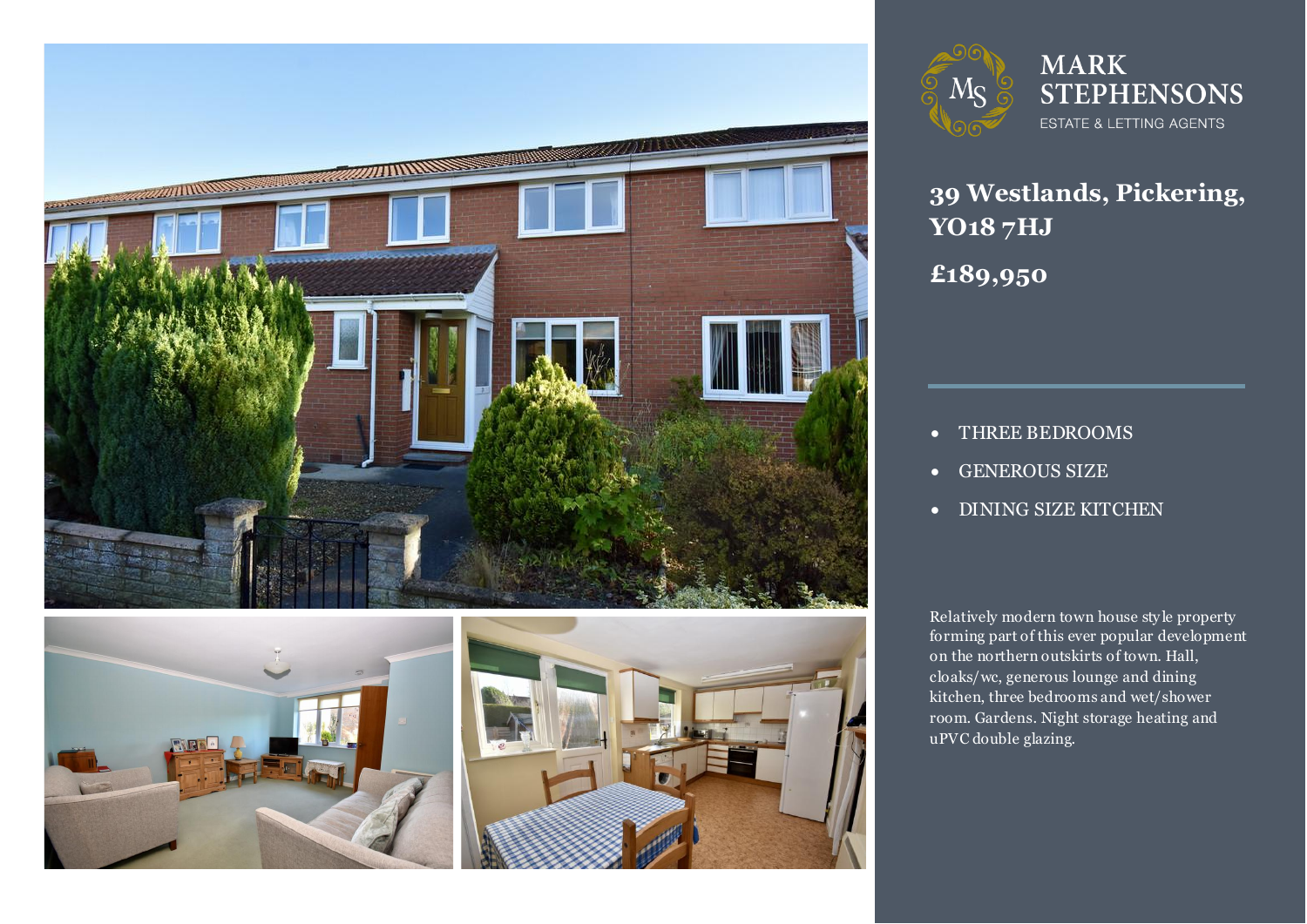MARK STEPHENSONS

ESTATE & LETTING AGENTS

# 39 Westlands, Pickering, YO18 7HJ

## £189,950

- THREE BEDROOMS
- GENEROUS SIZE
- DINING SIZE KITCHEN

Relatively modern town house style property forming part of this ever popular development on the northern outskirts of town. Hall, cloaks/wc, generous lounge and dining kitchen, three bedrooms and wet/shower room. Gardens. Night storage heating and uPVC double glazing.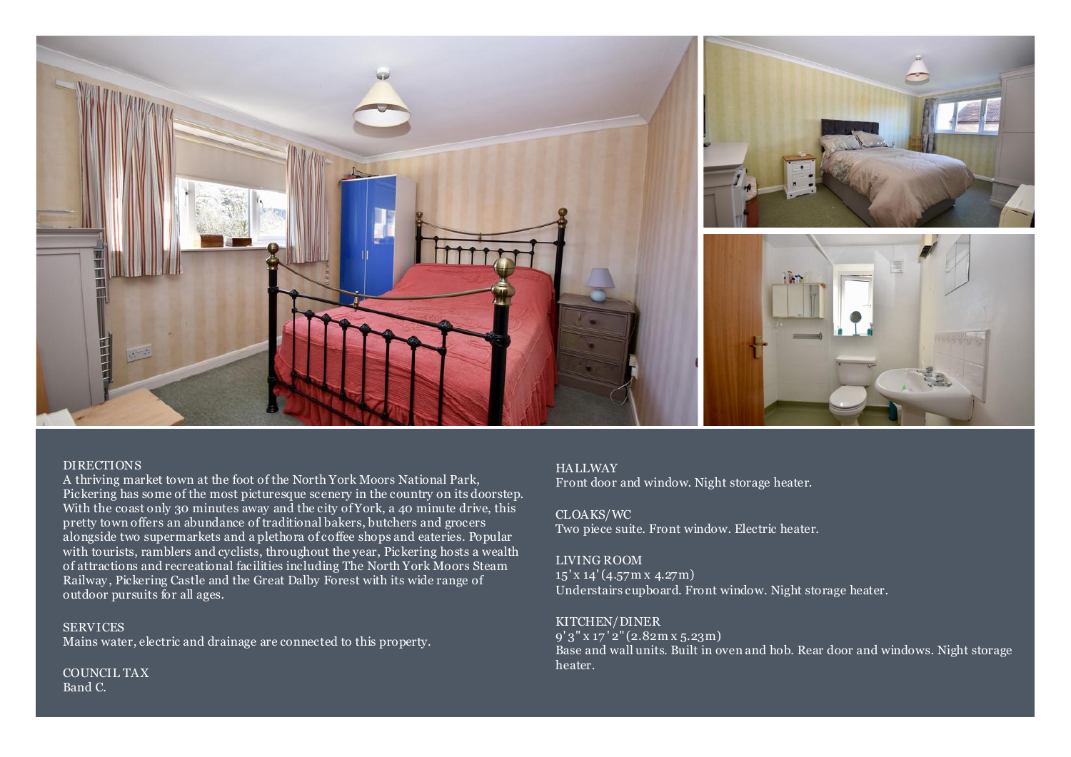## DIRECTIONS

A thriving market town at the foot of the North York Moors National Park, Pickering has some of the most picturesque scenery in the country on its doorstep. With the coast only 30 minutes away and the city of York, a 40 minute drive, this pretty town offers an abundance of traditional bakers, butchers and grocers alongside two supermarkets and a plethora of coffee shops and eateries. Popular with tourists, ramblers and cyclists, throughout the year, Pickering hosts a wealth of attractions and recreational facilities including The North York Moors Steam Railway, Pickering Castle and the Great Dalby Forest with its wide range of outdoor pursuits for all ages.

## SERVICES

Mains water, electric and drainage are connected to this property.

## COUNCIL TAX

Band C.

## HALLWAY

Front door and window. Night storage heater.

## CLOAKS/WC

Two piece suite. Front window. Electric heater.

## LIVING ROOM

15' x 14' (4.57m x 4.27m)
Understairs cupboard. Front window. Night storage heater.

## KITCHEN/DINER

9' 3" x 17' 2" (2.82m x 5.23m)
Base and wall units. Built in oven and hob. Rear door and windows. Night storage heater.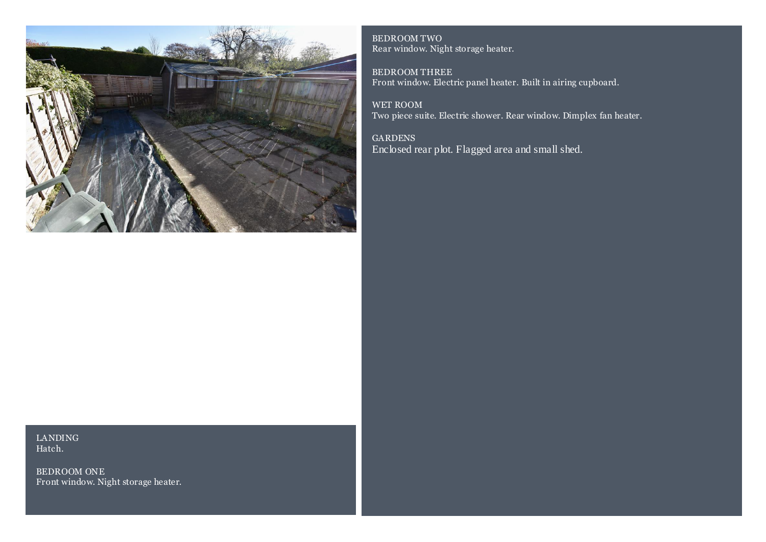LANDING
Hatch.

BEDROOM ONE
Front window. Night storage heater.

BEDROOM TWO
Rear window. Night storage heater.

BEDROOM THREE
Front window. Electric panel heater. Built in airing cupboard.

WET ROOM
Two piece suite. Electric shower. Rear window. Dimplex fan heater.

GARDENS
Enclosed rear plot. Flagged area and small shed.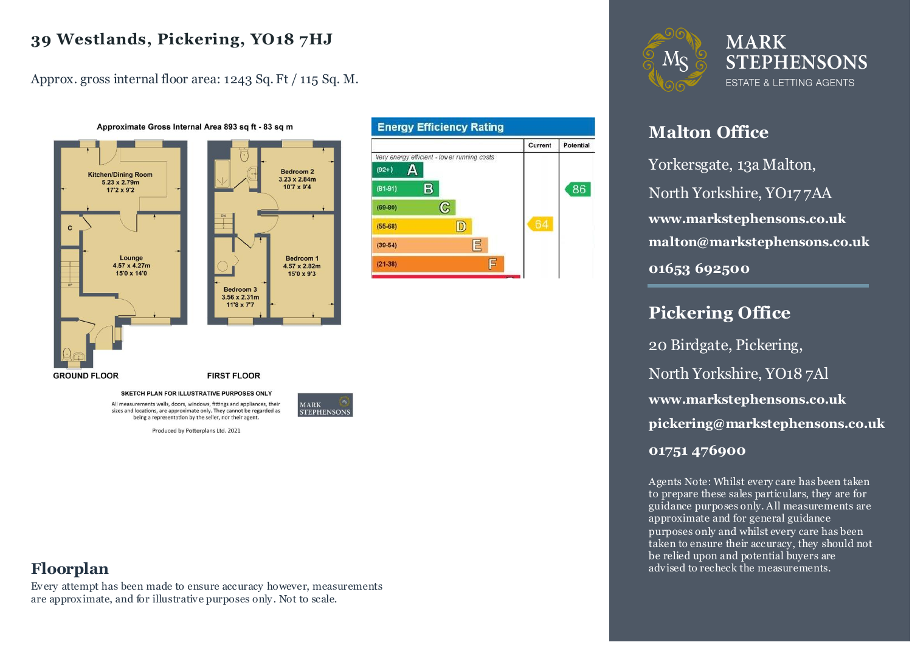# 39 Westlands, Pickering, YO18 7HJ

Approx. gross internal floor area: 1243 Sq. Ft / 115 Sq. M.

Approximate Gross Internal Area 893 sq ft - 83 sq m

Kitchen/Dining Room
5.23 x 2.79m
17'2 x 9'2

Lounge
4.57 x 4.27m
15'0 x 14'0

C

UP

Bedroom 2
3.23 x 2.84m
10'7 x 9'4

DN

Bedroom 1
4.57 x 2.82m
15'0 x 9'3

Bedroom 3
3.56 x 2.31m
11'8 x 7'7

GROUND FLOOR

FIRST FLOOR

SKETCH PLAN FOR ILLUSTRATIVE PURPOSES ONLY

All measurements walls, doors, windows, fittings and appliances, their sizes and locations, are approximate only. They cannot be regarded as being a representation by the seller, nor their agent.

Produced by Potterplans Ltd. 2021

MARK STEPHENSONS

Energy Efficiency Rating

Current

Potential

Very energy efficient - lower running costs

(92+) A

(81-91) B

(69-80) C

(55-68) D

(39-54) E

(21-38) F

64

86

## Floorplan

Every attempt has been made to ensure accuracy however, measurements are approximate, and for illustrative purposes only. Not to scale.

MARK STEPHENSONS
ESTATE & LETTING AGENTS

## Malton Office

Yorkersgate, 13a Malton,

North Yorkshire, YO17 7AA

**www.markstephensons.co.uk**

**malton@markstephensons.co.uk**

**01653 692500**

## Pickering Office

20 Birdgate, Pickering,

North Yorkshire, YO18 7Al

**www.markstephensons.co.uk**

**pickering@markstephensons.co.uk**

**01751 476900**

Agents Note: Whilst every care has been taken to prepare these sales particulars, they are for guidance purposes only. All measurements are approximate and for general guidance purposes only and whilst every care has been taken to ensure their accuracy, they should not be relied upon and potential buyers are advised to recheck the measurements.